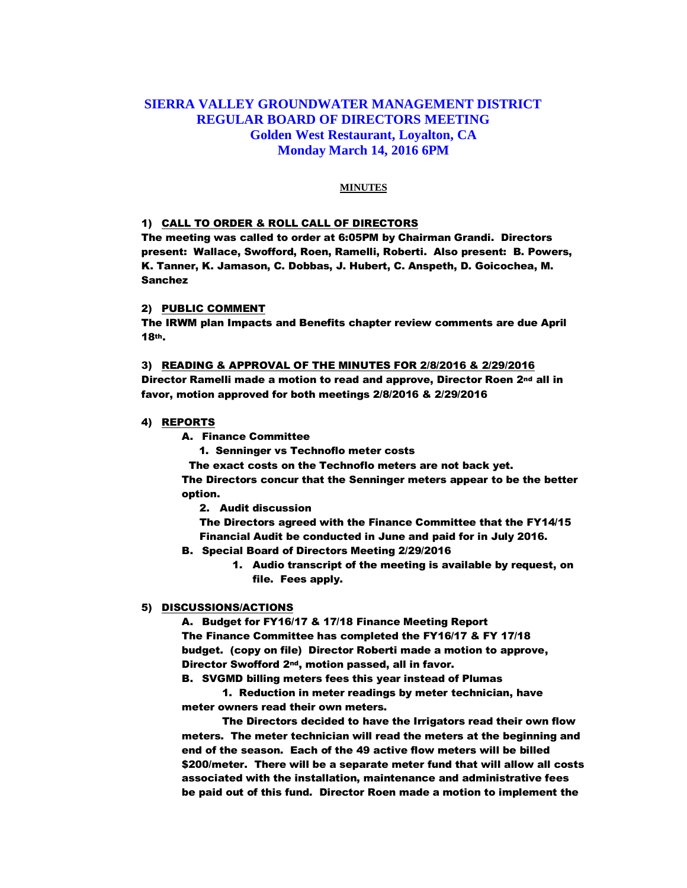# SIERRA VALLEY GROUNDWATER MANAGEMENT DISTRICT
# REGULAR BOARD OF DIRECTORS MEETING
## Golden West Restaurant, Loyalton, CA
## Monday March 14, 2016 6PM

**MINUTES**

**1) CALL TO ORDER & ROLL CALL OF DIRECTORS**

**The meeting was called to order at 6:05PM by Chairman Grandi. Directors present: Wallace, Swofford, Roen, Ramelli, Roberti. Also present: B. Powers, K. Tanner, K. Jamason, C. Dobbas, J. Hubert, C. Anspeth, D. Goicochea, M. Sanchez**

**2) PUBLIC COMMENT**

**The IRWM plan Impacts and Benefits chapter review comments are due April 18th.**

**3) READING & APPROVAL OF THE MINUTES FOR 2/8/2016 & 2/29/2016**

**Director Ramelli made a motion to read and approve, Director Roen 2nd all in favor, motion approved for both meetings 2/8/2016 & 2/29/2016**

**4) REPORTS**

**A. Finance Committee**

**1. Senninger vs Technoflo meter costs**

**The exact costs on the Technoflo meters are not back yet.**

**The Directors concur that the Senninger meters appear to be the better option.**

**2. Audit discussion**

**The Directors agreed with the Finance Committee that the FY14/15 Financial Audit be conducted in June and paid for in July 2016.**

**B. Special Board of Directors Meeting 2/29/2016**

**1. Audio transcript of the meeting is available by request, on file. Fees apply.**

**5) DISCUSSIONS/ACTIONS**

**A. Budget for FY16/17 & 17/18 Finance Meeting Report**

**The Finance Committee has completed the FY16/17 & FY 17/18 budget. (copy on file) Director Roberti made a motion to approve, Director Swofford 2nd, motion passed, all in favor.**

**B. SVGMD billing meters fees this year instead of Plumas**

**1. Reduction in meter readings by meter technician, have meter owners read their own meters.**

**The Directors decided to have the Irrigators read their own flow meters. The meter technician will read the meters at the beginning and end of the season. Each of the 49 active flow meters will be billed $200/meter. There will be a separate meter fund that will allow all costs associated with the installation, maintenance and administrative fees be paid out of this fund. Director Roen made a motion to implement the**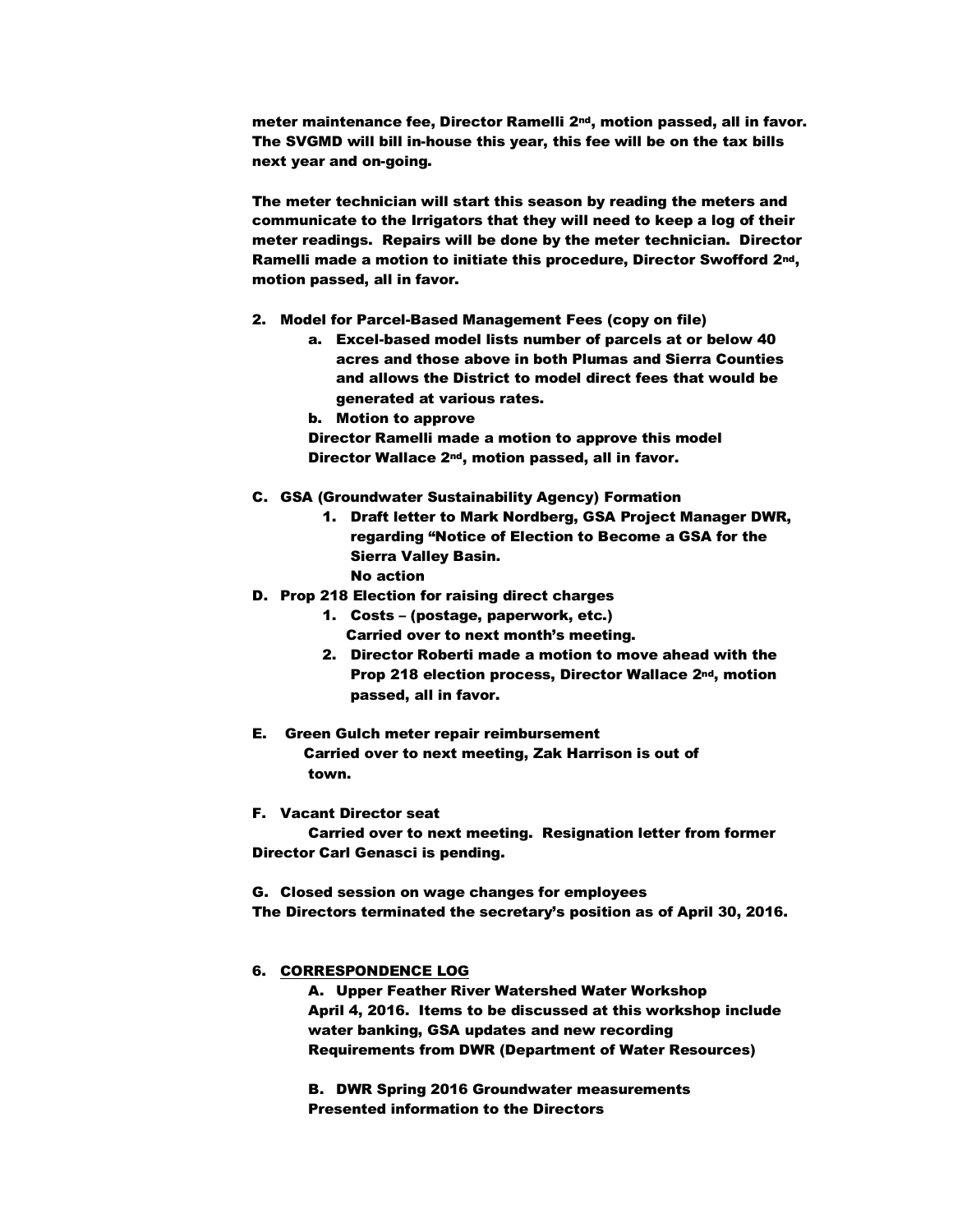**meter maintenance fee, Director Ramelli 2nd, motion passed, all in favor. The SVGMD will bill in-house this year, this fee will be on the tax bills next year and on-going.**

**The meter technician will start this season by reading the meters and communicate to the Irrigators that they will need to keep a log of their meter readings. Repairs will be done by the meter technician. Director Ramelli made a motion to initiate this procedure, Director Swofford 2nd, motion passed, all in favor.**

2. **Model for Parcel-Based Management Fees (copy on file)**
   a. **Excel-based model lists number of parcels at or below 40 acres and those above in both Plumas and Sierra Counties and allows the District to model direct fees that would be generated at various rates.**
   b. **Motion to approve**
   **Director Ramelli made a motion to approve this model Director Wallace 2nd, motion passed, all in favor.**

C. **GSA (Groundwater Sustainability Agency) Formation**
   1. **Draft letter to Mark Nordberg, GSA Project Manager DWR, regarding "Notice of Election to Become a GSA for the Sierra Valley Basin.**
   **No action**

D. **Prop 218 Election for raising direct charges**
   1. **Costs – (postage, paperwork, etc.)**
   **Carried over to next month's meeting.**
   2. **Director Roberti made a motion to move ahead with the Prop 218 election process, Director Wallace 2nd, motion passed, all in favor.**

E. **Green Gulch meter repair reimbursement**
   **Carried over to next meeting, Zak Harrison is out of town.**

F. **Vacant Director seat**
   **Carried over to next meeting. Resignation letter from former Director Carl Genasci is pending.**

G. **Closed session on wage changes for employees**
**The Directors terminated the secretary's position as of April 30, 2016.**

6. **CORRESPONDENCE LOG**

   A. **Upper Feather River Watershed Water Workshop April 4, 2016. Items to be discussed at this workshop include water banking, GSA updates and new recording Requirements from DWR (Department of Water Resources)**

   B. **DWR Spring 2016 Groundwater measurements Presented information to the Directors**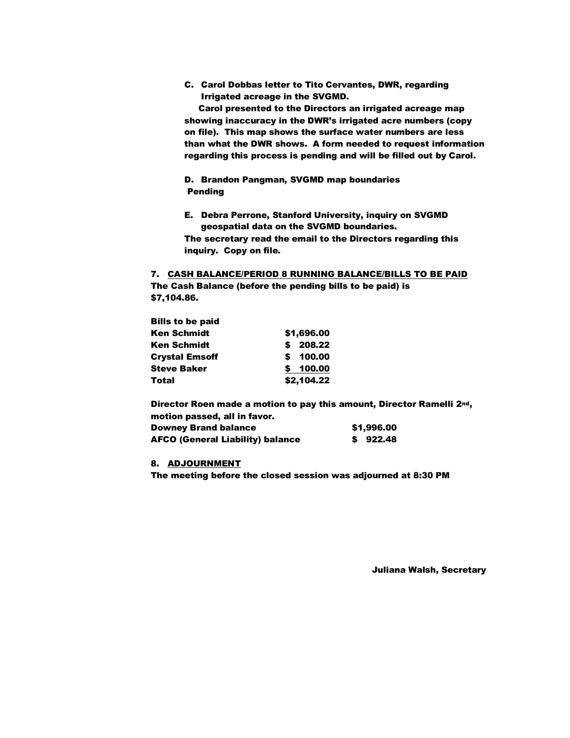**C. Carol Dobbas letter to Tito Cervantes, DWR, regarding Irrigated acreage in the SVGMD.**

**Carol presented to the Directors an irrigated acreage map showing inaccuracy in the DWR's irrigated acre numbers (copy on file). This map shows the surface water numbers are less than what the DWR shows. A form needed to request information regarding this process is pending and will be filled out by Carol.**

**D. Brandon Pangman, SVGMD map boundaries**

**Pending**

**E. Debra Perrone, Stanford University, inquiry on SVGMD geospatial data on the SVGMD boundaries.**

**The secretary read the email to the Directors regarding this inquiry. Copy on file.**

**7. <u>CASH BALANCE/PERIOD 8 RUNNING BALANCE/BILLS TO BE PAID</u>**

**The Cash Balance (before the pending bills to be paid) is $7,104.86.**

| | |
|---|---|
| **Bills to be paid** | |
| **Ken Schmidt** | **$1,696.00** |
| **Ken Schmidt** | **$ 208.22** |
| **Crystal Emsoff** | **$ 100.00** |
| **Steve Baker** | **$ 100.00** |
| **Total** | **$2,104.22** |

**Director Roen made a motion to pay this amount, Director Ramelli 2nd, motion passed, all in favor.**

| | |
|---|---|
| **Downey Brand balance** | **$1,996.00** |
| **AFCO (General Liability) balance** | **$ 922.48** |

**8. <u>ADJOURNMENT</u>**

**The meeting before the closed session was adjourned at 8:30 PM**

**Juliana Walsh, Secretary**